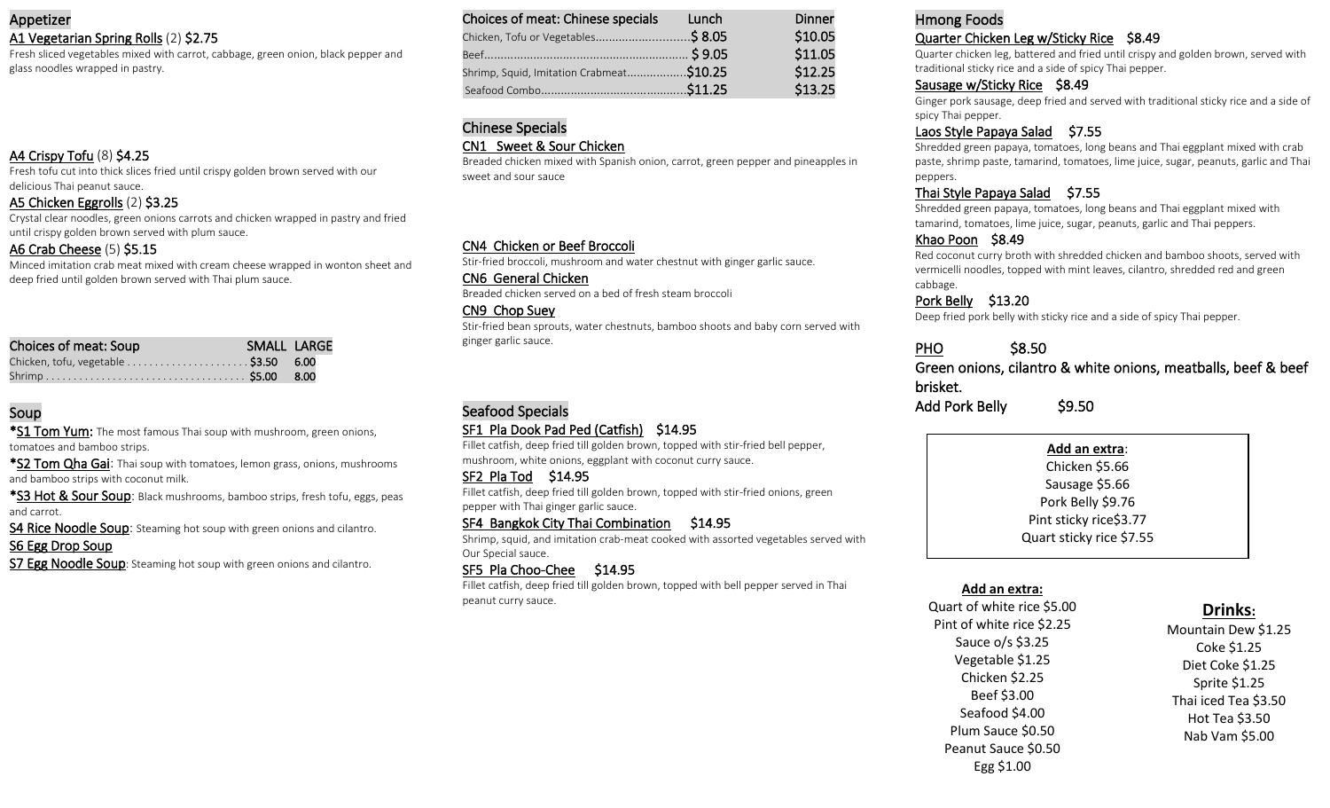## Appetizer

**A1 Vegetarian Spring Rolls** (2) $2.75

Fresh sliced vegetables mixed with carrot, cabbage, green onion, black pepper and glass noodles wrapped in pastry.

**A4 Crispy Tofu** (8) $4.25

Fresh tofu cut into thick slices fried until crispy golden brown served with our delicious Thai peanut sauce.

**A5 Chicken Eggrolls** (2) $3.25

Crystal clear noodles, green onions carrots and chicken wrapped in pastry and fried until crispy golden brown served with plum sauce.

**A6 Crab Cheese** (5) $5.15

Minced imitation crab meat mixed with cream cheese wrapped in wonton sheet and deep fried until golden brown served with Thai plum sauce.

| Choices of meat: Soup | SMALL | LARGE |
|---|---|---|
| Chicken, tofu, vegetable | $3.50 | 6.00 |
| Shrimp | $5.00 | 8.00 |

## Soup

***S1 Tom Yum**: The most famous Thai soup with mushroom, green onions, tomatoes and bamboo strips.

***S2 Tom Qha Gai**: Thai soup with tomatoes, lemon grass, onions, mushrooms and bamboo strips with coconut milk.

***S3 Hot & Sour Soup**: Black mushrooms, bamboo strips, fresh tofu, eggs, peas and carrot.

**S4 Rice Noodle Soup**: Steaming hot soup with green onions and cilantro.

**S6 Egg Drop Soup**

**S7 Egg Noodle Soup**: Steaming hot soup with green onions and cilantro.

| Choices of meat: Chinese specials | Lunch | Dinner |
|---|---|---|
| Chicken, Tofu or Vegetables | $ 8.05 | $10.05 |
| Beef | $ 9.05 | $11.05 |
| Shrimp, Squid, Imitation Crabmeat | $10.25 | $12.25 |
| Seafood Combo | $11.25 | $13.25 |

## Chinese Specials

**CN1 Sweet & Sour Chicken**

Breaded chicken mixed with Spanish onion, carrot, green pepper and pineapples in sweet and sour sauce

**CN4 Chicken or Beef Broccoli**

Stir-fried broccoli, mushroom and water chestnut with ginger garlic sauce.

**CN6 General Chicken**

Breaded chicken served on a bed of fresh steam broccoli

**CN9 Chop Suey**

Stir-fried bean sprouts, water chestnuts, bamboo shoots and baby corn served with ginger garlic sauce.

## Seafood Specials

**SF1 Pla Dook Pad Ped (Catfish)** $14.95

Fillet catfish, deep fried till golden brown, topped with stir-fried bell pepper, mushroom, white onions, eggplant with coconut curry sauce.

**SF2 Pla Tod** $14.95

Fillet catfish, deep fried till golden brown, topped with stir-fried onions, green pepper with Thai ginger garlic sauce.

**SF4 Bangkok City Thai Combination** $14.95

Shrimp, squid, and imitation crab-meat cooked with assorted vegetables served with Our Special sauce.

**SF5 Pla Choo-Chee** $14.95

Fillet catfish, deep fried till golden brown, topped with bell pepper served in Thai peanut curry sauce.

## Hmong Foods

**Quarter Chicken Leg w/Sticky Rice** $8.49

Quarter chicken leg, battered and fried until crispy and golden brown, served with traditional sticky rice and a side of spicy Thai pepper.

**Sausage w/Sticky Rice** $8.49

Ginger pork sausage, deep fried and served with traditional sticky rice and a side of spicy Thai pepper.

**Laos Style Papaya Salad** $7.55

Shredded green papaya, tomatoes, long beans and Thai eggplant mixed with crab paste, shrimp paste, tamarind, tomatoes, lime juice, sugar, peanuts, garlic and Thai peppers.

**Thai Style Papaya Salad** $7.55

Shredded green papaya, tomatoes, long beans and Thai eggplant mixed with tamarind, tomatoes, lime juice, sugar, peanuts, garlic and Thai peppers.

**Khao Poon** $8.49

Red coconut curry broth with shredded chicken and bamboo shoots, served with vermicelli noodles, topped with mint leaves, cilantro, shredded red and green cabbage.

**Pork Belly** $13.20

Deep fried pork belly with sticky rice and a side of spicy Thai pepper.

**PHO** $8.50

Green onions, cilantro & white onions, meatballs, beef & beef brisket.

Add Pork Belly $9.50

**Add an extra**:
- Chicken $5.66
- Sausage $5.66
- Pork Belly $9.76
- Pint sticky rice$3.77
- Quart sticky rice $7.55

**Add an extra:**
- Quart of white rice $5.00
- Pint of white rice $2.25
- Sauce o/s $3.25
- Vegetable $1.25
- Chicken $2.25
- Beef $3.00
- Seafood $4.00
- Plum Sauce $0.50
- Peanut Sauce $0.50
- Egg $1.00

## Drinks:
- Mountain Dew $1.25
- Coke $1.25
- Diet Coke $1.25
- Sprite $1.25
- Thai iced Tea $3.50
- Hot Tea $3.50
- Nab Vam $5.00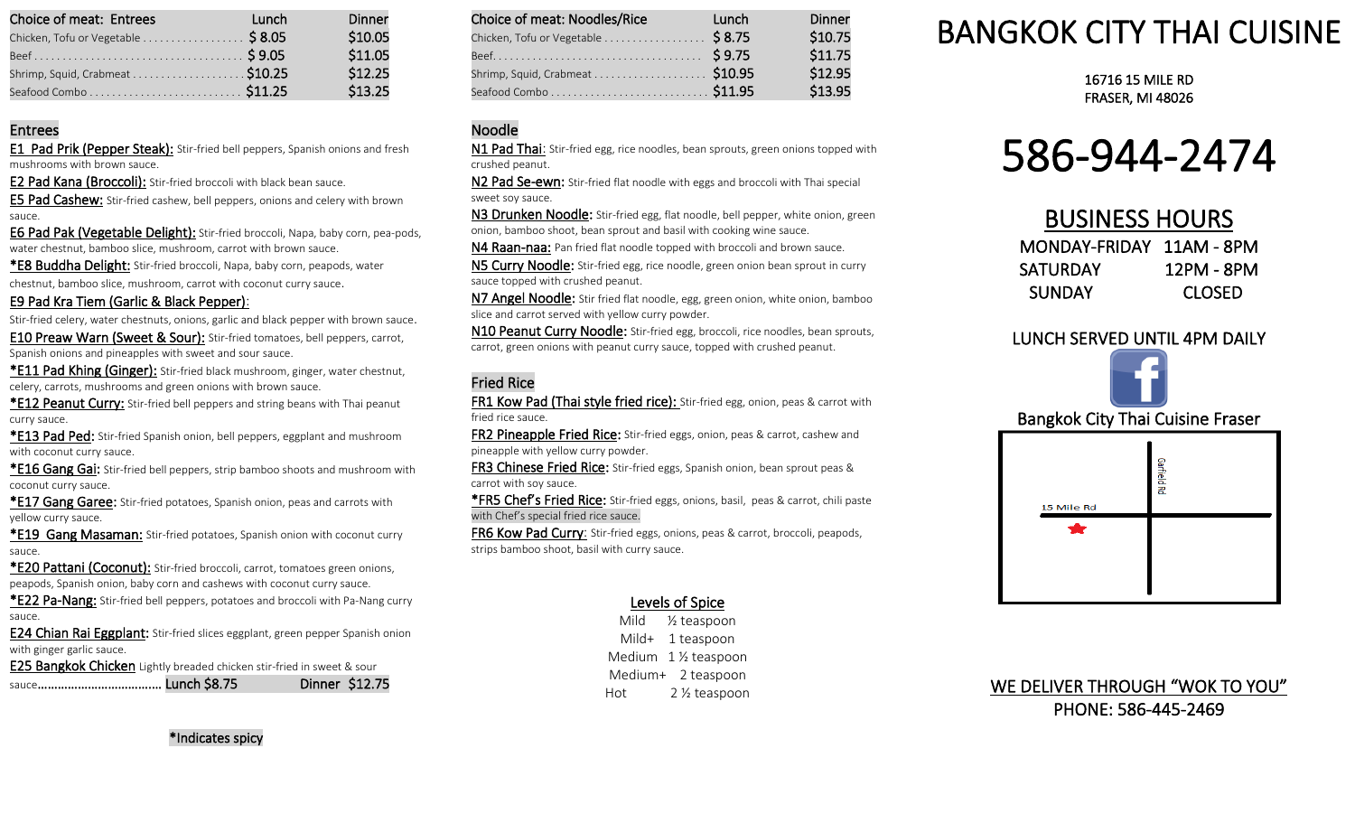| Choice of meat: Entrees | Lunch | Dinner |
|---|---|---|
| Chicken, Tofu or Vegetable | $ 8.05 | $10.05 |
| Beef | $ 9.05 | $11.05 |
| Shrimp, Squid, Crabmeat | $10.25 | $12.25 |
| Seafood Combo | $11.25 | $13.25 |

## Entrees

**E1 Pad Prik (Pepper Steak):** Stir-fried bell peppers, Spanish onions and fresh mushrooms with brown sauce.

**E2 Pad Kana (Broccoli):** Stir-fried broccoli with black bean sauce.

**E5 Pad Cashew:** Stir-fried cashew, bell peppers, onions and celery with brown sauce.

**E6 Pad Pak (Vegetable Delight):** Stir-fried broccoli, Napa, baby corn, pea-pods, water chestnut, bamboo slice, mushroom, carrot with brown sauce.

***E8 Buddha Delight:** Stir-fried broccoli, Napa, baby corn, peapods, water chestnut, bamboo slice, mushroom, carrot with coconut curry sauce.

**E9 Pad Kra Tiem (Garlic & Black Pepper):** Stir-fried celery, water chestnuts, onions, garlic and black pepper with brown sauce.

**E10 Preaw Warn (Sweet & Sour):** Stir-fried tomatoes, bell peppers, carrot, Spanish onions and pineapples with sweet and sour sauce.

***E11 Pad Khing (Ginger):** Stir-fried black mushroom, ginger, water chestnut, celery, carrots, mushrooms and green onions with brown sauce.

***E12 Peanut Curry:** Stir-fried bell peppers and string beans with Thai peanut curry sauce.

***E13 Pad Ped:** Stir-fried Spanish onion, bell peppers, eggplant and mushroom with coconut curry sauce.

***E16 Gang Gai:** Stir-fried bell peppers, strip bamboo shoots and mushroom with coconut curry sauce.

***E17 Gang Garee:** Stir-fried potatoes, Spanish onion, peas and carrots with yellow curry sauce.

***E19 Gang Masaman:** Stir-fried potatoes, Spanish onion with coconut curry sauce.

***E20 Pattani (Coconut):** Stir-fried broccoli, carrot, tomatoes green onions, peapods, Spanish onion, baby corn and cashews with coconut curry sauce.

***E22 Pa-Nang:** Stir-fried bell peppers, potatoes and broccoli with Pa-Nang curry sauce.

**E24 Chian Rai Eggplant:** Stir-fried slices eggplant, green pepper Spanish onion with ginger garlic sauce.

**E25 Bangkok Chicken** Lightly breaded chicken stir-fried in sweet & sour sauce.................................... Lunch $8.75 Dinner $12.75

*Indicates spicy

| Choice of meat: Noodles/Rice | Lunch | Dinner |
|---|---|---|
| Chicken, Tofu or Vegetable | $ 8.75 | $10.75 |
| Beef | $ 9.75 | $11.75 |
| Shrimp, Squid, Crabmeat | $10.95 | $12.95 |
| Seafood Combo | $11.95 | $13.95 |

## Noodle

**N1 Pad Thai:** Stir-fried egg, rice noodles, bean sprouts, green onions topped with crushed peanut.

**N2 Pad Se-ewn:** Stir-fried flat noodle with eggs and broccoli with Thai special sweet soy sauce.

**N3 Drunken Noodle:** Stir-fried egg, flat noodle, bell pepper, white onion, green onion, bamboo shoot, bean sprout and basil with cooking wine sauce.

**N4 Raan-naa:** Pan fried flat noodle topped with broccoli and brown sauce.

**N5 Curry Noodle:** Stir-fried egg, rice noodle, green onion bean sprout in curry sauce topped with crushed peanut.

**N7 Angel Noodle:** Stir fried flat noodle, egg, green onion, white onion, bamboo slice and carrot served with yellow curry powder.

**N10 Peanut Curry Noodle:** Stir-fried egg, broccoli, rice noodles, bean sprouts, carrot, green onions with peanut curry sauce, topped with crushed peanut.

## Fried Rice

**FR1 Kow Pad (Thai style fried rice):** Stir-fried egg, onion, peas & carrot with fried rice sauce.

**FR2 Pineapple Fried Rice:** Stir-fried eggs, onion, peas & carrot, cashew and pineapple with yellow curry powder.

**FR3 Chinese Fried Rice:** Stir-fried eggs, Spanish onion, bean sprout peas & carrot with soy sauce.

***FR5 Chef's Fried Rice:** Stir-fried eggs, onions, basil, peas & carrot, chili paste with Chef's special fried rice sauce.

**FR6 Kow Pad Curry:** Stir-fried eggs, onions, peas & carrot, broccoli, peapods, strips bamboo shoot, basil with curry sauce.

### Levels of Spice

| | |
|---|---|
| Mild | ½ teaspoon |
| Mild+ | 1 teaspoon |
| Medium | 1 ½ teaspoon |
| Medium+ | 2 teaspoon |
| Hot | 2 ½ teaspoon |

# BANGKOK CITY THAI CUISINE

16716 15 MILE RD
FRASER, MI 48026

# 586-944-2474

## BUSINESS HOURS

| | |
|---|---|
| MONDAY-FRIDAY | 11AM - 8PM |
| SATURDAY | 12PM - 8PM |
| SUNDAY | CLOSED |

LUNCH SERVED UNTIL 4PM DAILY

Bangkok City Thai Cuisine Fraser

Garfield Rd

15 Mile Rd

WE DELIVER THROUGH "WOK TO YOU"
PHONE: 586-445-2469